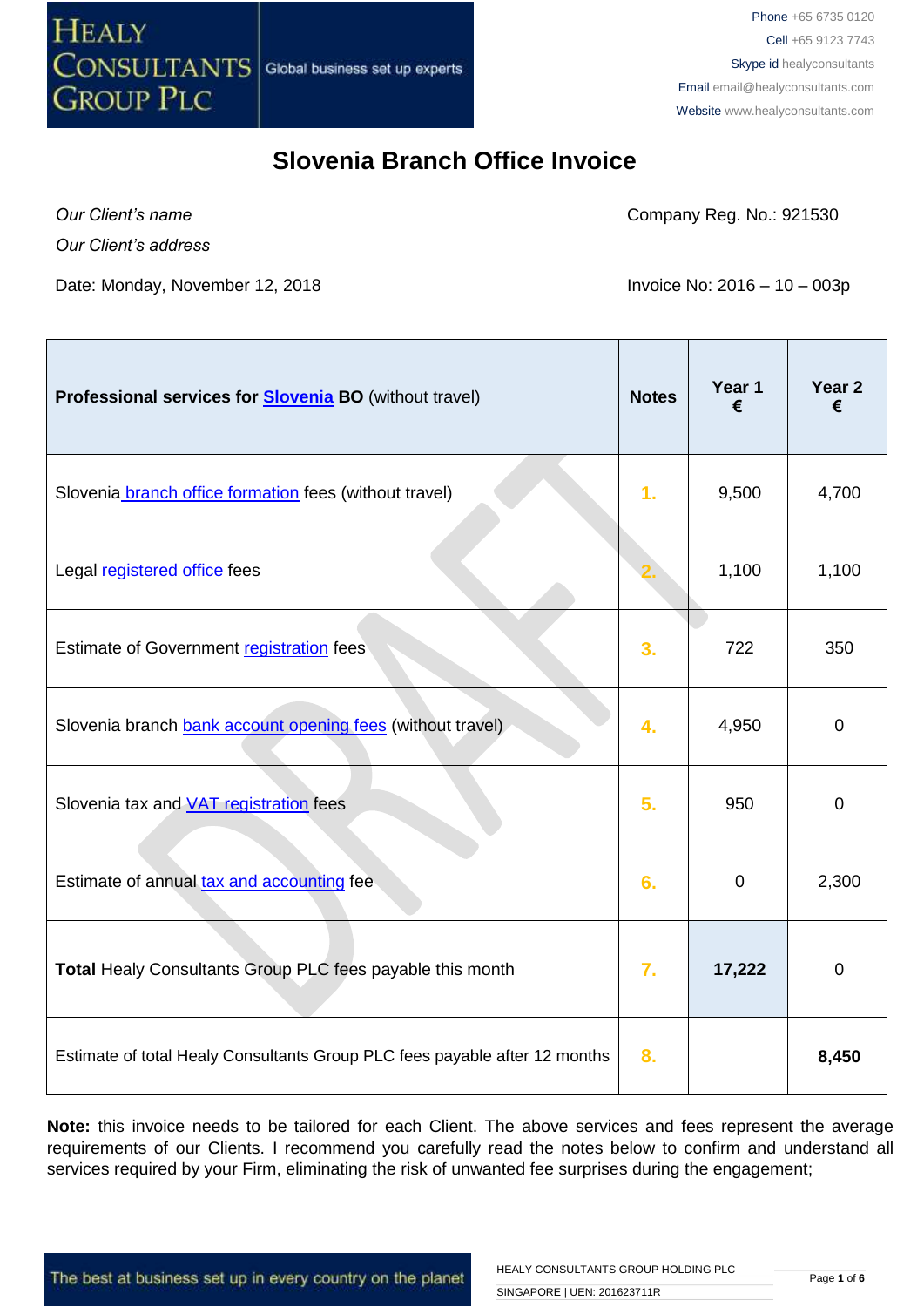HEALY CONSULTANTS GROUP PLC — Global business set up experts

Phone +65 6735 0120
Cell +65 9123 7743
Skype id healyconsultants
Email email@healyconsultants.com
Website www.healyconsultants.com

# Slovenia Branch Office Invoice

| | |
|---|---|
| *Our Client's name* | Company Reg. No.: 921530 |
| *Our Client's address* | |
| Date: Monday, November 12, 2018 | Invoice No: 2016 – 10 – 003p |

| **Professional services for Slovenia BO** (without travel) | **Notes** | **Year 1 €** | **Year 2 €** |
|---|---|---|---|
| Slovenia branch office formation fees (without travel) | 1. | 9,500 | 4,700 |
| Legal registered office fees | 2. | 1,100 | 1,100 |
| Estimate of Government registration fees | 3. | 722 | 350 |
| Slovenia branch bank account opening fees (without travel) | 4. | 4,950 | 0 |
| Slovenia tax and VAT registration fees | 5. | 950 | 0 |
| Estimate of annual tax and accounting fee | 6. | 0 | 2,300 |
| **Total** Healy Consultants Group PLC fees payable this month | 7. | **17,222** | 0 |
| Estimate of total Healy Consultants Group PLC fees payable after 12 months | 8. | | **8,450** |

**Note:** this invoice needs to be tailored for each Client. The above services and fees represent the average requirements of our Clients. I recommend you carefully read the notes below to confirm and understand all services required by your Firm, eliminating the risk of unwanted fee surprises during the engagement;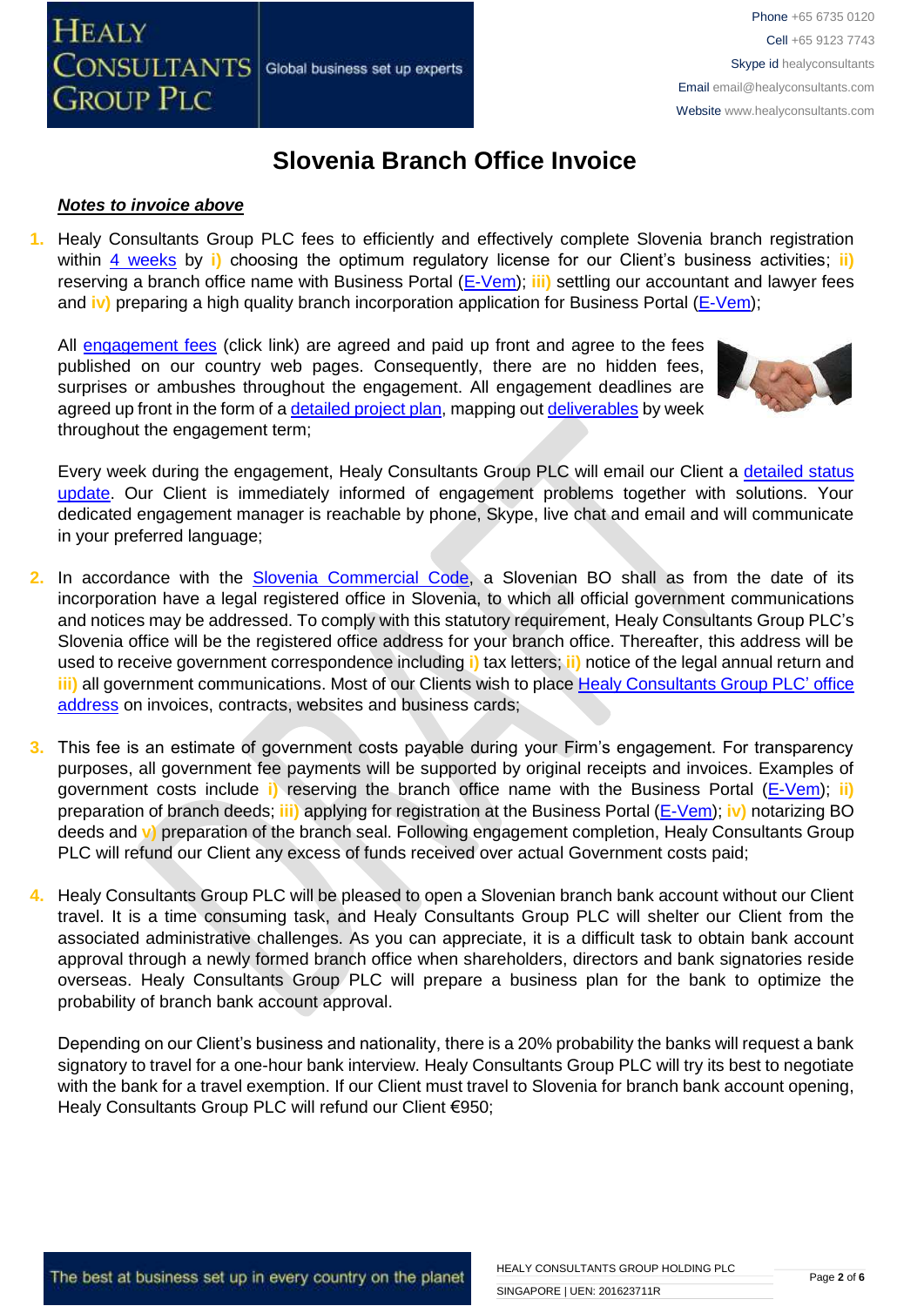# Slovenia Branch Office Invoice

***Notes to invoice above***

1. Healy Consultants Group PLC fees to efficiently and effectively complete Slovenia branch registration within 4 weeks by **i)** choosing the optimum regulatory license for our Client's business activities; **ii)** reserving a branch office name with Business Portal (E-Vem); **iii)** settling our accountant and lawyer fees and **iv)** preparing a high quality branch incorporation application for Business Portal (E-Vem);

   All engagement fees (click link) are agreed and paid up front and agree to the fees published on our country web pages. Consequently, there are no hidden fees, surprises or ambushes throughout the engagement. All engagement deadlines are agreed up front in the form of a detailed project plan, mapping out deliverables by week throughout the engagement term;

   Every week during the engagement, Healy Consultants Group PLC will email our Client a detailed status update. Our Client is immediately informed of engagement problems together with solutions. Your dedicated engagement manager is reachable by phone, Skype, live chat and email and will communicate in your preferred language;

2. In accordance with the Slovenia Commercial Code, a Slovenian BO shall as from the date of its incorporation have a legal registered office in Slovenia, to which all official government communications and notices may be addressed. To comply with this statutory requirement, Healy Consultants Group PLC's Slovenia office will be the registered office address for your branch office. Thereafter, this address will be used to receive government correspondence including **i)** tax letters; **ii)** notice of the legal annual return and **iii)** all government communications. Most of our Clients wish to place Healy Consultants Group PLC' office address on invoices, contracts, websites and business cards;

3. This fee is an estimate of government costs payable during your Firm's engagement. For transparency purposes, all government fee payments will be supported by original receipts and invoices. Examples of government costs include **i)** reserving the branch office name with the Business Portal (E-Vem); **ii)** preparation of branch deeds; **iii)** applying for registration at the Business Portal (E-Vem); **iv)** notarizing BO deeds and **v)** preparation of the branch seal. Following engagement completion, Healy Consultants Group PLC will refund our Client any excess of funds received over actual Government costs paid;

4. Healy Consultants Group PLC will be pleased to open a Slovenian branch bank account without our Client travel. It is a time consuming task, and Healy Consultants Group PLC will shelter our Client from the associated administrative challenges. As you can appreciate, it is a difficult task to obtain bank account approval through a newly formed branch office when shareholders, directors and bank signatories reside overseas. Healy Consultants Group PLC will prepare a business plan for the bank to optimize the probability of branch bank account approval.

   Depending on our Client's business and nationality, there is a 20% probability the banks will request a bank signatory to travel for a one-hour bank interview. Healy Consultants Group PLC will try its best to negotiate with the bank for a travel exemption. If our Client must travel to Slovenia for branch bank account opening, Healy Consultants Group PLC will refund our Client €950;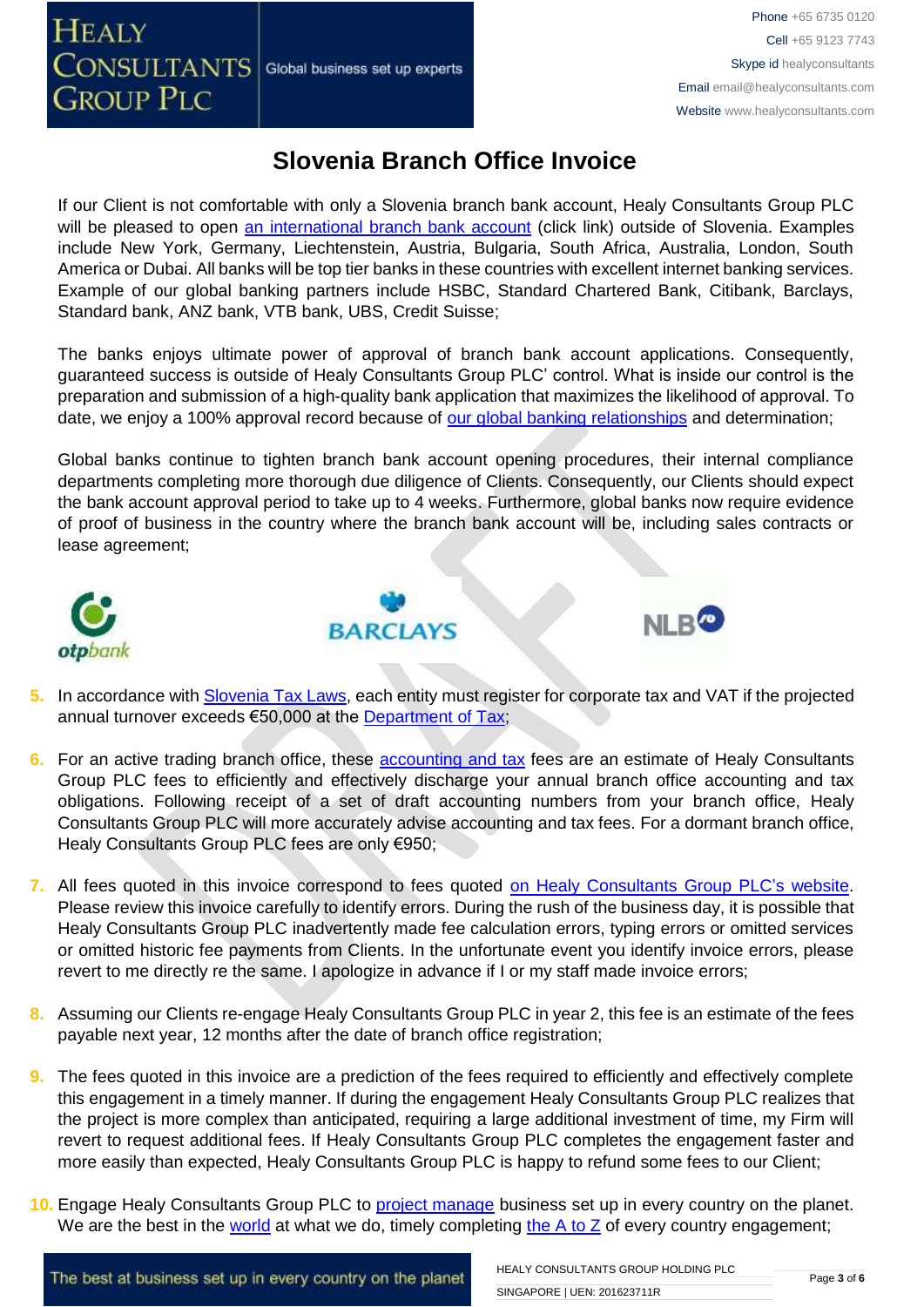# Slovenia Branch Office Invoice

If our Client is not comfortable with only a Slovenia branch bank account, Healy Consultants Group PLC will be pleased to open an international branch bank account (click link) outside of Slovenia. Examples include New York, Germany, Liechtenstein, Austria, Bulgaria, South Africa, Australia, London, South America or Dubai. All banks will be top tier banks in these countries with excellent internet banking services. Example of our global banking partners include HSBC, Standard Chartered Bank, Citibank, Barclays, Standard bank, ANZ bank, VTB bank, UBS, Credit Suisse;

The banks enjoys ultimate power of approval of branch bank account applications. Consequently, guaranteed success is outside of Healy Consultants Group PLC' control. What is inside our control is the preparation and submission of a high-quality bank application that maximizes the likelihood of approval. To date, we enjoy a 100% approval record because of our global banking relationships and determination;

Global banks continue to tighten branch bank account opening procedures, their internal compliance departments completing more thorough due diligence of Clients. Consequently, our Clients should expect the bank account approval period to take up to 4 weeks. Furthermore, global banks now require evidence of proof of business in the country where the branch bank account will be, including sales contracts or lease agreement;

5. In accordance with Slovenia Tax Laws, each entity must register for corporate tax and VAT if the projected annual turnover exceeds €50,000 at the Department of Tax;

6. For an active trading branch office, these accounting and tax fees are an estimate of Healy Consultants Group PLC fees to efficiently and effectively discharge your annual branch office accounting and tax obligations. Following receipt of a set of draft accounting numbers from your branch office, Healy Consultants Group PLC will more accurately advise accounting and tax fees. For a dormant branch office, Healy Consultants Group PLC fees are only €950;

7. All fees quoted in this invoice correspond to fees quoted on Healy Consultants Group PLC's website. Please review this invoice carefully to identify errors. During the rush of the business day, it is possible that Healy Consultants Group PLC inadvertently made fee calculation errors, typing errors or omitted services or omitted historic fee payments from Clients. In the unfortunate event you identify invoice errors, please revert to me directly re the same. I apologize in advance if I or my staff made invoice errors;

8. Assuming our Clients re-engage Healy Consultants Group PLC in year 2, this fee is an estimate of the fees payable next year, 12 months after the date of branch office registration;

9. The fees quoted in this invoice are a prediction of the fees required to efficiently and effectively complete this engagement in a timely manner. If during the engagement Healy Consultants Group PLC realizes that the project is more complex than anticipated, requiring a large additional investment of time, my Firm will revert to request additional fees. If Healy Consultants Group PLC completes the engagement faster and more easily than expected, Healy Consultants Group PLC is happy to refund some fees to our Client;

10. Engage Healy Consultants Group PLC to project manage business set up in every country on the planet. We are the best in the world at what we do, timely completing the A to Z of every country engagement;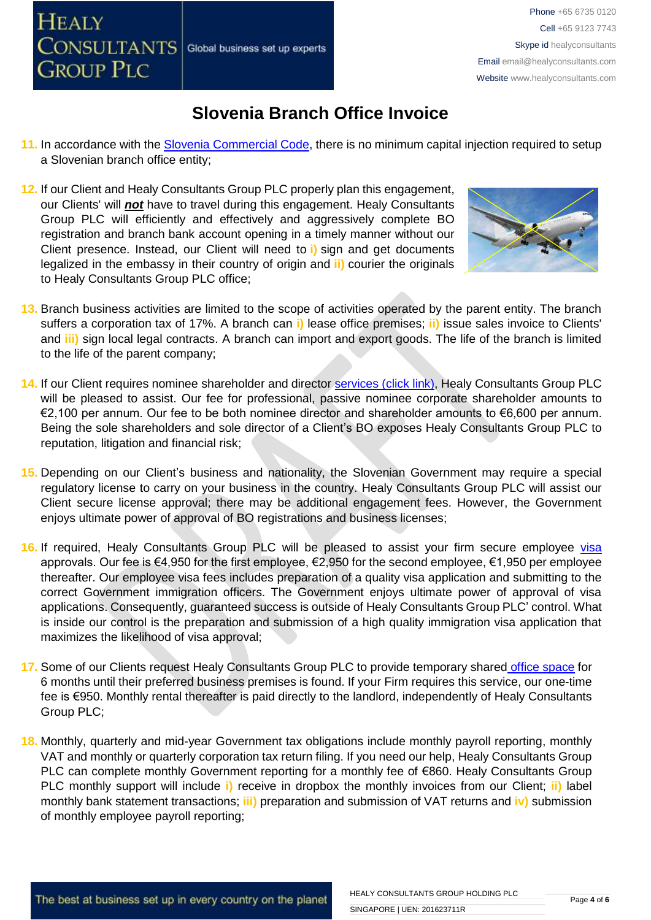# Slovenia Branch Office Invoice

11. In accordance with the Slovenia Commercial Code, there is no minimum capital injection required to setup a Slovenian branch office entity;

12. If our Client and Healy Consultants Group PLC properly plan this engagement, our Clients' will ***not*** have to travel during this engagement. Healy Consultants Group PLC will efficiently and effectively and aggressively complete BO registration and branch bank account opening in a timely manner without our Client presence. Instead, our Client will need to i) sign and get documents legalized in the embassy in their country of origin and ii) courier the originals to Healy Consultants Group PLC office;

13. Branch business activities are limited to the scope of activities operated by the parent entity. The branch suffers a corporation tax of 17%. A branch can i) lease office premises; ii) issue sales invoice to Clients' and iii) sign local legal contracts. A branch can import and export goods. The life of the branch is limited to the life of the parent company;

14. If our Client requires nominee shareholder and director services (click link), Healy Consultants Group PLC will be pleased to assist. Our fee for professional, passive nominee corporate shareholder amounts to €2,100 per annum. Our fee to be both nominee director and shareholder amounts to €6,600 per annum. Being the sole shareholders and sole director of a Client's BO exposes Healy Consultants Group PLC to reputation, litigation and financial risk;

15. Depending on our Client's business and nationality, the Slovenian Government may require a special regulatory license to carry on your business in the country. Healy Consultants Group PLC will assist our Client secure license approval; there may be additional engagement fees. However, the Government enjoys ultimate power of approval of BO registrations and business licenses;

16. If required, Healy Consultants Group PLC will be pleased to assist your firm secure employee visa approvals. Our fee is €4,950 for the first employee, €2,950 for the second employee, €1,950 per employee thereafter. Our employee visa fees includes preparation of a quality visa application and submitting to the correct Government immigration officers. The Government enjoys ultimate power of approval of visa applications. Consequently, guaranteed success is outside of Healy Consultants Group PLC' control. What is inside our control is the preparation and submission of a high quality immigration visa application that maximizes the likelihood of visa approval;

17. Some of our Clients request Healy Consultants Group PLC to provide temporary shared office space for 6 months until their preferred business premises is found. If your Firm requires this service, our one-time fee is €950. Monthly rental thereafter is paid directly to the landlord, independently of Healy Consultants Group PLC;

18. Monthly, quarterly and mid-year Government tax obligations include monthly payroll reporting, monthly VAT and monthly or quarterly corporation tax return filing. If you need our help, Healy Consultants Group PLC can complete monthly Government reporting for a monthly fee of €860. Healy Consultants Group PLC monthly support will include i) receive in dropbox the monthly invoices from our Client; ii) label monthly bank statement transactions; iii) preparation and submission of VAT returns and iv) submission of monthly employee payroll reporting;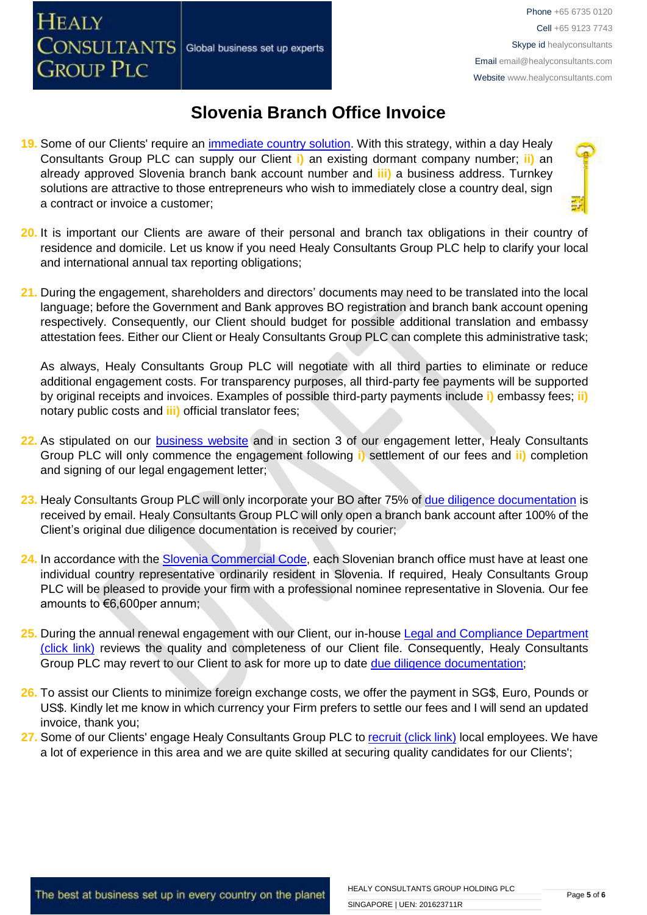# Slovenia Branch Office Invoice

19. Some of our Clients' require an immediate country solution. With this strategy, within a day Healy Consultants Group PLC can supply our Client i) an existing dormant company number; ii) an already approved Slovenia branch bank account number and iii) a business address. Turnkey solutions are attractive to those entrepreneurs who wish to immediately close a country deal, sign a contract or invoice a customer;

20. It is important our Clients are aware of their personal and branch tax obligations in their country of residence and domicile. Let us know if you need Healy Consultants Group PLC help to clarify your local and international annual tax reporting obligations;

21. During the engagement, shareholders and directors' documents may need to be translated into the local language; before the Government and Bank approves BO registration and branch bank account opening respectively. Consequently, our Client should budget for possible additional translation and embassy attestation fees. Either our Client or Healy Consultants Group PLC can complete this administrative task;

    As always, Healy Consultants Group PLC will negotiate with all third parties to eliminate or reduce additional engagement costs. For transparency purposes, all third-party fee payments will be supported by original receipts and invoices. Examples of possible third-party payments include i) embassy fees; ii) notary public costs and iii) official translator fees;

22. As stipulated on our business website and in section 3 of our engagement letter, Healy Consultants Group PLC will only commence the engagement following i) settlement of our fees and ii) completion and signing of our legal engagement letter;

23. Healy Consultants Group PLC will only incorporate your BO after 75% of due diligence documentation is received by email. Healy Consultants Group PLC will only open a branch bank account after 100% of the Client's original due diligence documentation is received by courier;

24. In accordance with the Slovenia Commercial Code, each Slovenian branch office must have at least one individual country representative ordinarily resident in Slovenia. If required, Healy Consultants Group PLC will be pleased to provide your firm with a professional nominee representative in Slovenia. Our fee amounts to €6,600per annum;

25. During the annual renewal engagement with our Client, our in-house Legal and Compliance Department (click link) reviews the quality and completeness of our Client file. Consequently, Healy Consultants Group PLC may revert to our Client to ask for more up to date due diligence documentation;

26. To assist our Clients to minimize foreign exchange costs, we offer the payment in SG$, Euro, Pounds or US$. Kindly let me know in which currency your Firm prefers to settle our fees and I will send an updated invoice, thank you;

27. Some of our Clients' engage Healy Consultants Group PLC to recruit (click link) local employees. We have a lot of experience in this area and we are quite skilled at securing quality candidates for our Clients';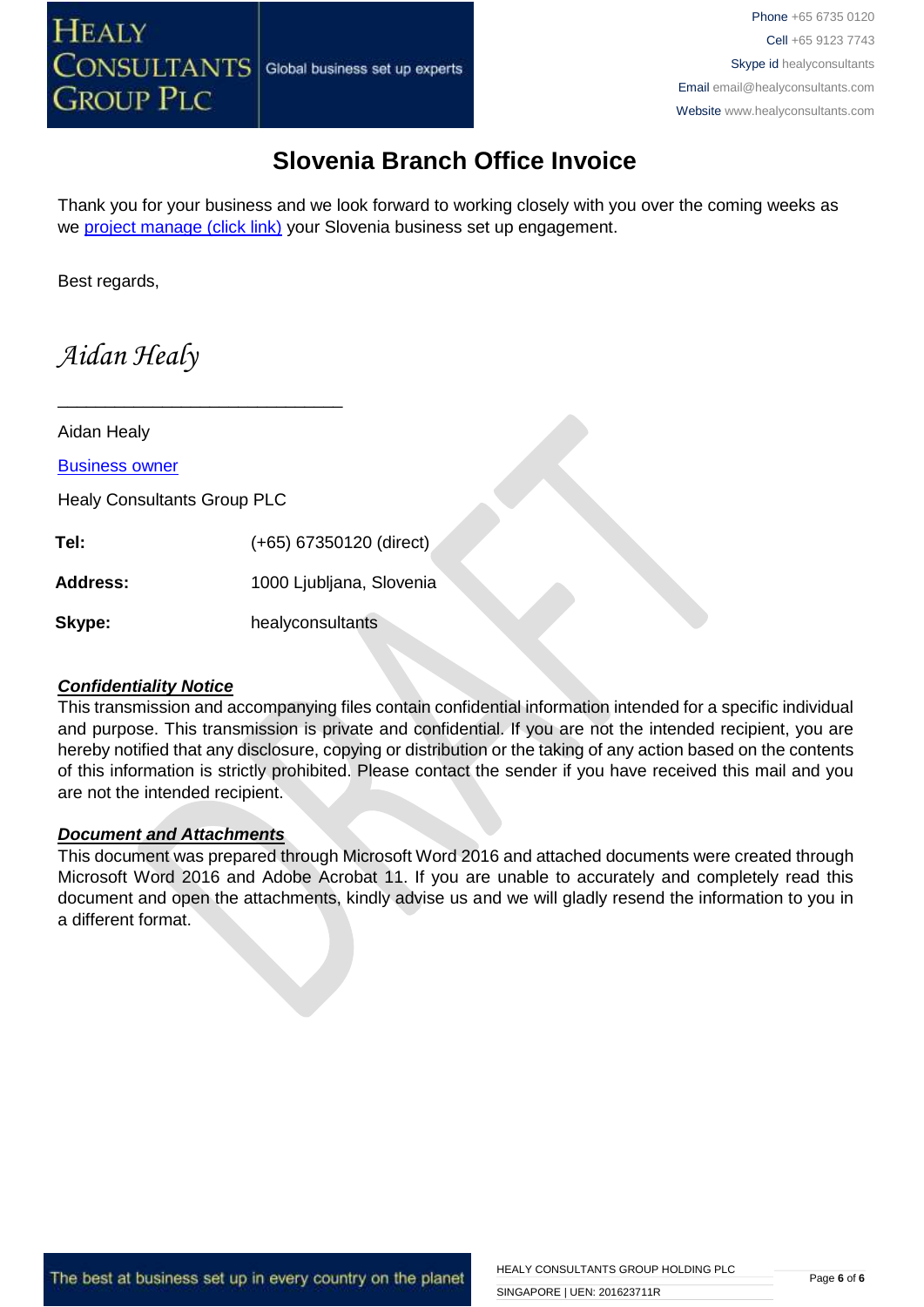# Slovenia Branch Office Invoice

Thank you for your business and we look forward to working closely with you over the coming weeks as we [project manage (click link)] your Slovenia business set up engagement.

Best regards,

*Aidan Healy*

______________________________

Aidan Healy

[Business owner]

Healy Consultants Group PLC

| | |
|---|---|
| **Tel:** | (+65) 67350120 (direct) |
| **Address:** | 1000 Ljubljana, Slovenia |
| **Skype:** | healyconsultants |

***Confidentiality Notice***

This transmission and accompanying files contain confidential information intended for a specific individual and purpose. This transmission is private and confidential. If you are not the intended recipient, you are hereby notified that any disclosure, copying or distribution or the taking of any action based on the contents of this information is strictly prohibited. Please contact the sender if you have received this mail and you are not the intended recipient.

***Document and Attachments***

This document was prepared through Microsoft Word 2016 and attached documents were created through Microsoft Word 2016 and Adobe Acrobat 11. If you are unable to accurately and completely read this document and open the attachments, kindly advise us and we will gladly resend the information to you in a different format.